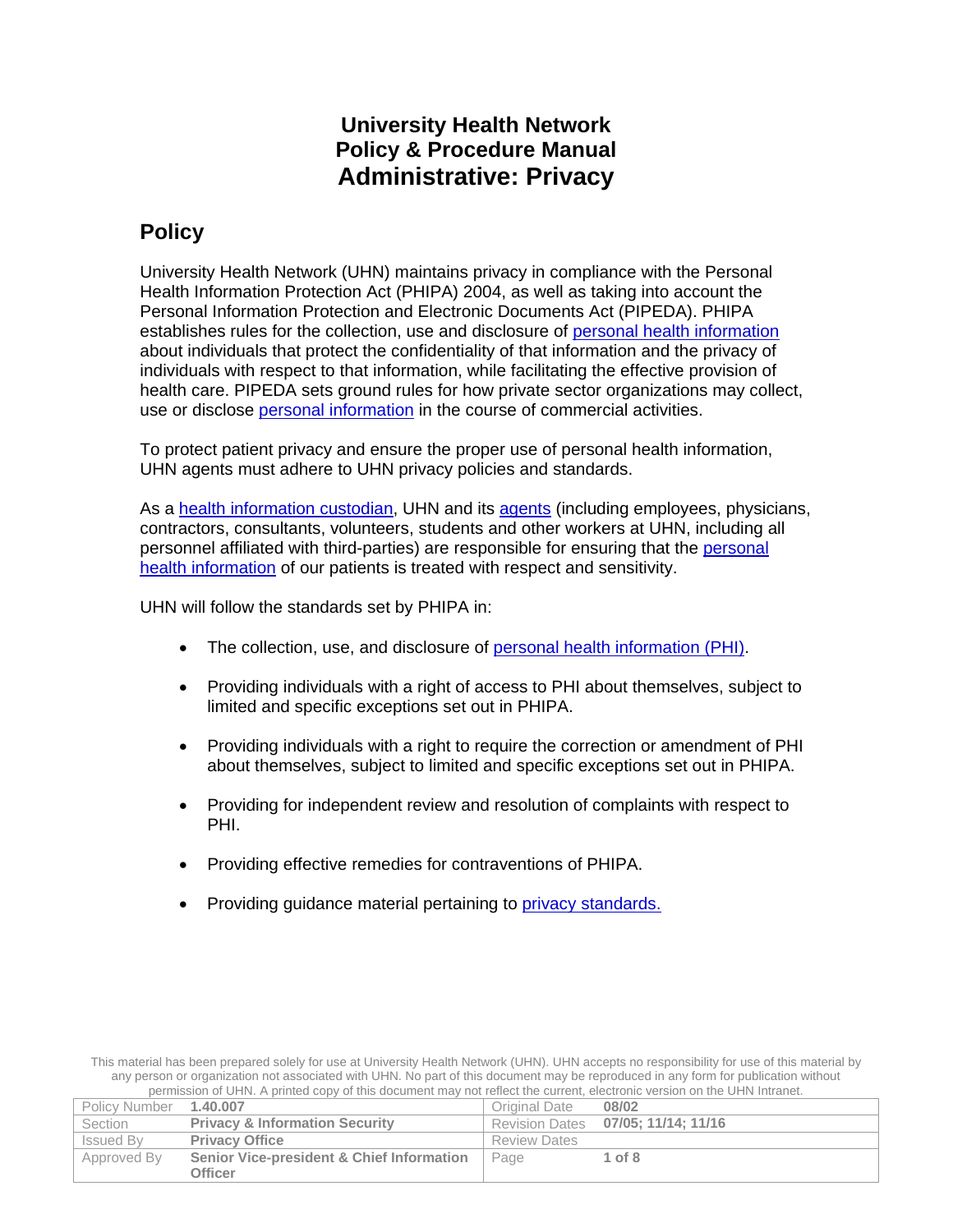# University Health Network
# Policy & Procedure Manual
# Administrative: Privacy

## Policy

University Health Network (UHN) maintains privacy in compliance with the Personal Health Information Protection Act (PHIPA) 2004, as well as taking into account the Personal Information Protection and Electronic Documents Act (PIPEDA). PHIPA establishes rules for the collection, use and disclosure of personal health information about individuals that protect the confidentiality of that information and the privacy of individuals with respect to that information, while facilitating the effective provision of health care. PIPEDA sets ground rules for how private sector organizations may collect, use or disclose personal information in the course of commercial activities.

To protect patient privacy and ensure the proper use of personal health information, UHN agents must adhere to UHN privacy policies and standards.

As a health information custodian, UHN and its agents (including employees, physicians, contractors, consultants, volunteers, students and other workers at UHN, including all personnel affiliated with third-parties) are responsible for ensuring that the personal health information of our patients is treated with respect and sensitivity.

UHN will follow the standards set by PHIPA in:

- The collection, use, and disclosure of personal health information (PHI).
- Providing individuals with a right of access to PHI about themselves, subject to limited and specific exceptions set out in PHIPA.
- Providing individuals with a right to require the correction or amendment of PHI about themselves, subject to limited and specific exceptions set out in PHIPA.
- Providing for independent review and resolution of complaints with respect to PHI.
- Providing effective remedies for contraventions of PHIPA.
- Providing guidance material pertaining to privacy standards.

This material has been prepared solely for use at University Health Network (UHN). UHN accepts no responsibility for use of this material by any person or organization not associated with UHN. No part of this document may be reproduced in any form for publication without permission of UHN. A printed copy of this document may not reflect the current, electronic version on the UHN Intranet.

| Policy Number | 1.40.007 | Original Date | 08/02 |
|---|---|---|---|
| Section | Privacy & Information Security | Revision Dates | 07/05; 11/14; 11/16 |
| Issued By | Privacy Office | Review Dates | |
| Approved By | Senior Vice-president & Chief Information Officer | Page | 1 of 8 |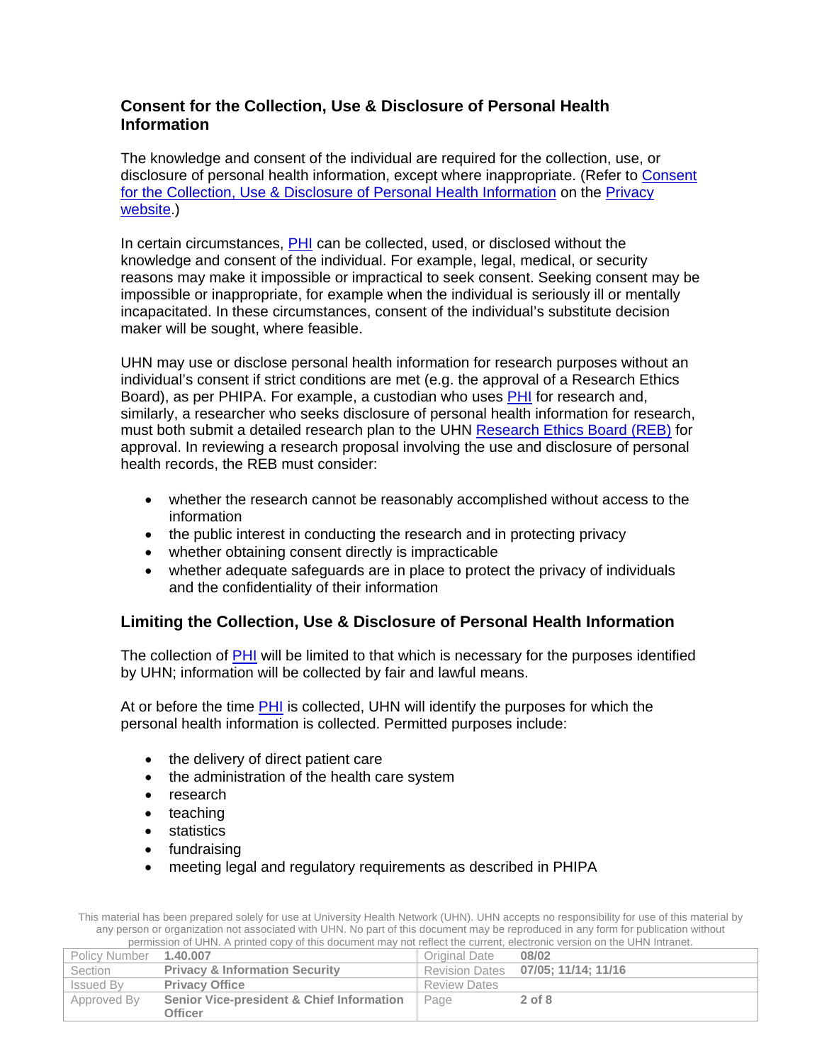## Consent for the Collection, Use & Disclosure of Personal Health Information

The knowledge and consent of the individual are required for the collection, use, or disclosure of personal health information, except where inappropriate. (Refer to Consent for the Collection, Use & Disclosure of Personal Health Information on the Privacy website.)

In certain circumstances, PHI can be collected, used, or disclosed without the knowledge and consent of the individual. For example, legal, medical, or security reasons may make it impossible or impractical to seek consent. Seeking consent may be impossible or inappropriate, for example when the individual is seriously ill or mentally incapacitated. In these circumstances, consent of the individual's substitute decision maker will be sought, where feasible.

UHN may use or disclose personal health information for research purposes without an individual's consent if strict conditions are met (e.g. the approval of a Research Ethics Board), as per PHIPA. For example, a custodian who uses PHI for research and, similarly, a researcher who seeks disclosure of personal health information for research, must both submit a detailed research plan to the UHN Research Ethics Board (REB) for approval. In reviewing a research proposal involving the use and disclosure of personal health records, the REB must consider:

- whether the research cannot be reasonably accomplished without access to the information
- the public interest in conducting the research and in protecting privacy
- whether obtaining consent directly is impracticable
- whether adequate safeguards are in place to protect the privacy of individuals and the confidentiality of their information

## Limiting the Collection, Use & Disclosure of Personal Health Information

The collection of PHI will be limited to that which is necessary for the purposes identified by UHN; information will be collected by fair and lawful means.

At or before the time PHI is collected, UHN will identify the purposes for which the personal health information is collected. Permitted purposes include:

- the delivery of direct patient care
- the administration of the health care system
- research
- teaching
- statistics
- fundraising
- meeting legal and regulatory requirements as described in PHIPA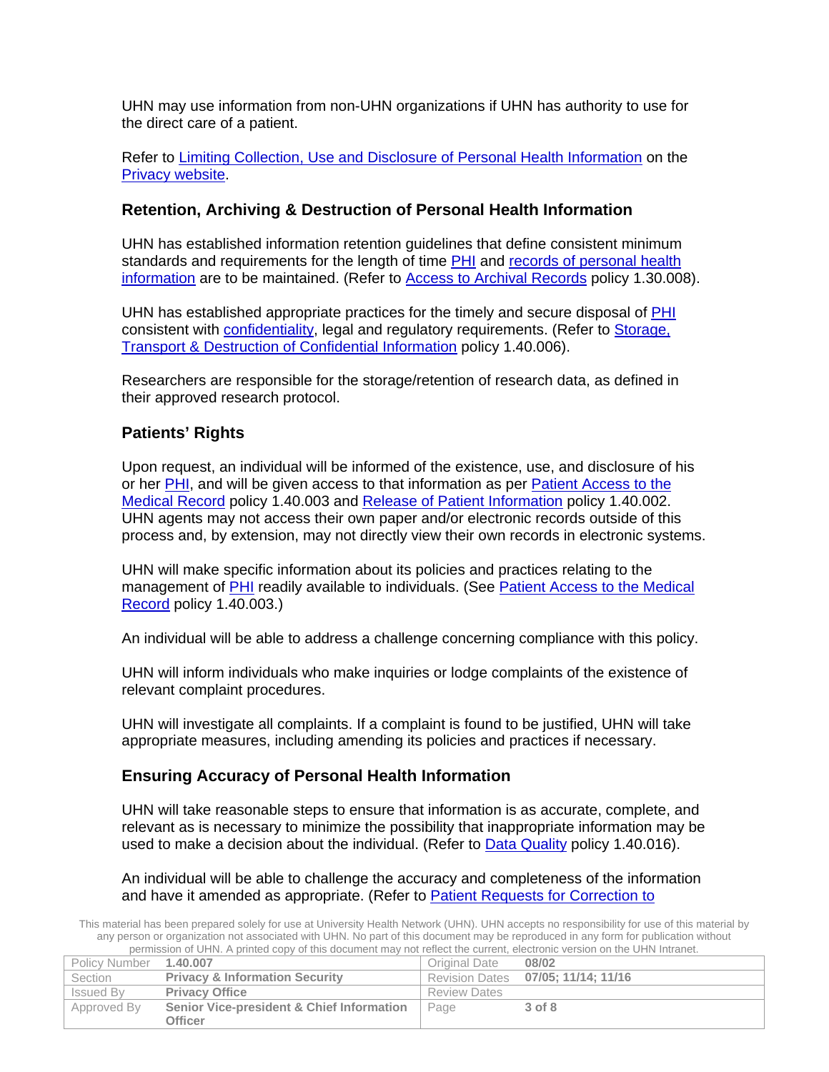UHN may use information from non-UHN organizations if UHN has authority to use for the direct care of a patient.

Refer to Limiting Collection, Use and Disclosure of Personal Health Information on the Privacy website.

### Retention, Archiving & Destruction of Personal Health Information

UHN has established information retention guidelines that define consistent minimum standards and requirements for the length of time PHI and records of personal health information are to be maintained. (Refer to Access to Archival Records policy 1.30.008).

UHN has established appropriate practices for the timely and secure disposal of PHI consistent with confidentiality, legal and regulatory requirements. (Refer to Storage, Transport & Destruction of Confidential Information policy 1.40.006).

Researchers are responsible for the storage/retention of research data, as defined in their approved research protocol.

### Patients' Rights

Upon request, an individual will be informed of the existence, use, and disclosure of his or her PHI, and will be given access to that information as per Patient Access to the Medical Record policy 1.40.003 and Release of Patient Information policy 1.40.002. UHN agents may not access their own paper and/or electronic records outside of this process and, by extension, may not directly view their own records in electronic systems.

UHN will make specific information about its policies and practices relating to the management of PHI readily available to individuals. (See Patient Access to the Medical Record policy 1.40.003.)

An individual will be able to address a challenge concerning compliance with this policy.

UHN will inform individuals who make inquiries or lodge complaints of the existence of relevant complaint procedures.

UHN will investigate all complaints. If a complaint is found to be justified, UHN will take appropriate measures, including amending its policies and practices if necessary.

### Ensuring Accuracy of Personal Health Information

UHN will take reasonable steps to ensure that information is as accurate, complete, and relevant as is necessary to minimize the possibility that inappropriate information may be used to make a decision about the individual. (Refer to Data Quality policy 1.40.016).

An individual will be able to challenge the accuracy and completeness of the information and have it amended as appropriate. (Refer to Patient Requests for Correction to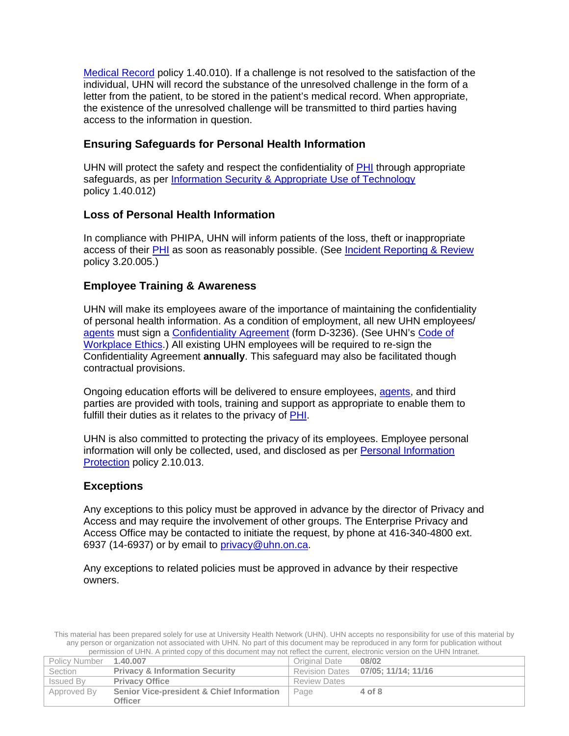Medical Record policy 1.40.010). If a challenge is not resolved to the satisfaction of the individual, UHN will record the substance of the unresolved challenge in the form of a letter from the patient, to be stored in the patient's medical record. When appropriate, the existence of the unresolved challenge will be transmitted to third parties having access to the information in question.

### Ensuring Safeguards for Personal Health Information

UHN will protect the safety and respect the confidentiality of PHI through appropriate safeguards, as per Information Security & Appropriate Use of Technology policy 1.40.012)

### Loss of Personal Health Information

In compliance with PHIPA, UHN will inform patients of the loss, theft or inappropriate access of their PHI as soon as reasonably possible. (See Incident Reporting & Review policy 3.20.005.)

### Employee Training & Awareness

UHN will make its employees aware of the importance of maintaining the confidentiality of personal health information. As a condition of employment, all new UHN employees/ agents must sign a Confidentiality Agreement (form D-3236). (See UHN's Code of Workplace Ethics.) All existing UHN employees will be required to re-sign the Confidentiality Agreement **annually**. This safeguard may also be facilitated though contractual provisions.

Ongoing education efforts will be delivered to ensure employees, agents, and third parties are provided with tools, training and support as appropriate to enable them to fulfill their duties as it relates to the privacy of PHI.

UHN is also committed to protecting the privacy of its employees. Employee personal information will only be collected, used, and disclosed as per Personal Information Protection policy 2.10.013.

### Exceptions

Any exceptions to this policy must be approved in advance by the director of Privacy and Access and may require the involvement of other groups. The Enterprise Privacy and Access Office may be contacted to initiate the request, by phone at 416-340-4800 ext. 6937 (14-6937) or by email to privacy@uhn.on.ca.

Any exceptions to related policies must be approved in advance by their respective owners.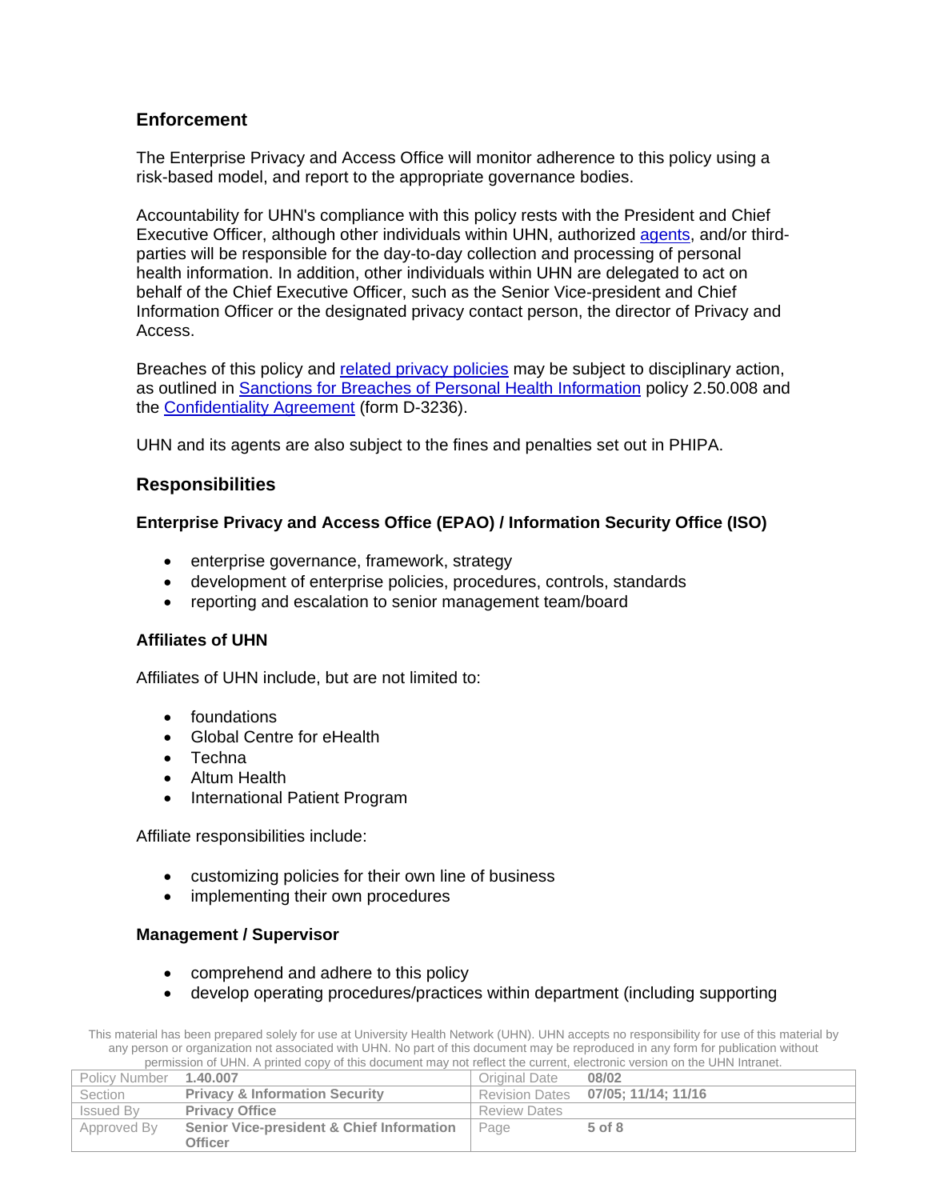## Enforcement

The Enterprise Privacy and Access Office will monitor adherence to this policy using a risk-based model, and report to the appropriate governance bodies.

Accountability for UHN's compliance with this policy rests with the President and Chief Executive Officer, although other individuals within UHN, authorized agents, and/or third-parties will be responsible for the day-to-day collection and processing of personal health information. In addition, other individuals within UHN are delegated to act on behalf of the Chief Executive Officer, such as the Senior Vice-president and Chief Information Officer or the designated privacy contact person, the director of Privacy and Access.

Breaches of this policy and related privacy policies may be subject to disciplinary action, as outlined in Sanctions for Breaches of Personal Health Information policy 2.50.008 and the Confidentiality Agreement (form D-3236).

UHN and its agents are also subject to the fines and penalties set out in PHIPA.

## Responsibilities

### Enterprise Privacy and Access Office (EPAO) / Information Security Office (ISO)

- enterprise governance, framework, strategy
- development of enterprise policies, procedures, controls, standards
- reporting and escalation to senior management team/board

### Affiliates of UHN

Affiliates of UHN include, but are not limited to:

- foundations
- Global Centre for eHealth
- Techna
- Altum Health
- International Patient Program

Affiliate responsibilities include:

- customizing policies for their own line of business
- implementing their own procedures

### Management / Supervisor

- comprehend and adhere to this policy
- develop operating procedures/practices within department (including supporting

This material has been prepared solely for use at University Health Network (UHN). UHN accepts no responsibility for use of this material by any person or organization not associated with UHN. No part of this document may be reproduced in any form for publication without permission of UHN. A printed copy of this document may not reflect the current, electronic version on the UHN Intranet.

| Policy Number | 1.40.007 | Original Date | 08/02 |
|---|---|---|---|
| Section | Privacy & Information Security | Revision Dates | 07/05; 11/14; 11/16 |
| Issued By | Privacy Office | Review Dates | |
| Approved By | Senior Vice-president & Chief Information Officer | Page | 5 of 8 |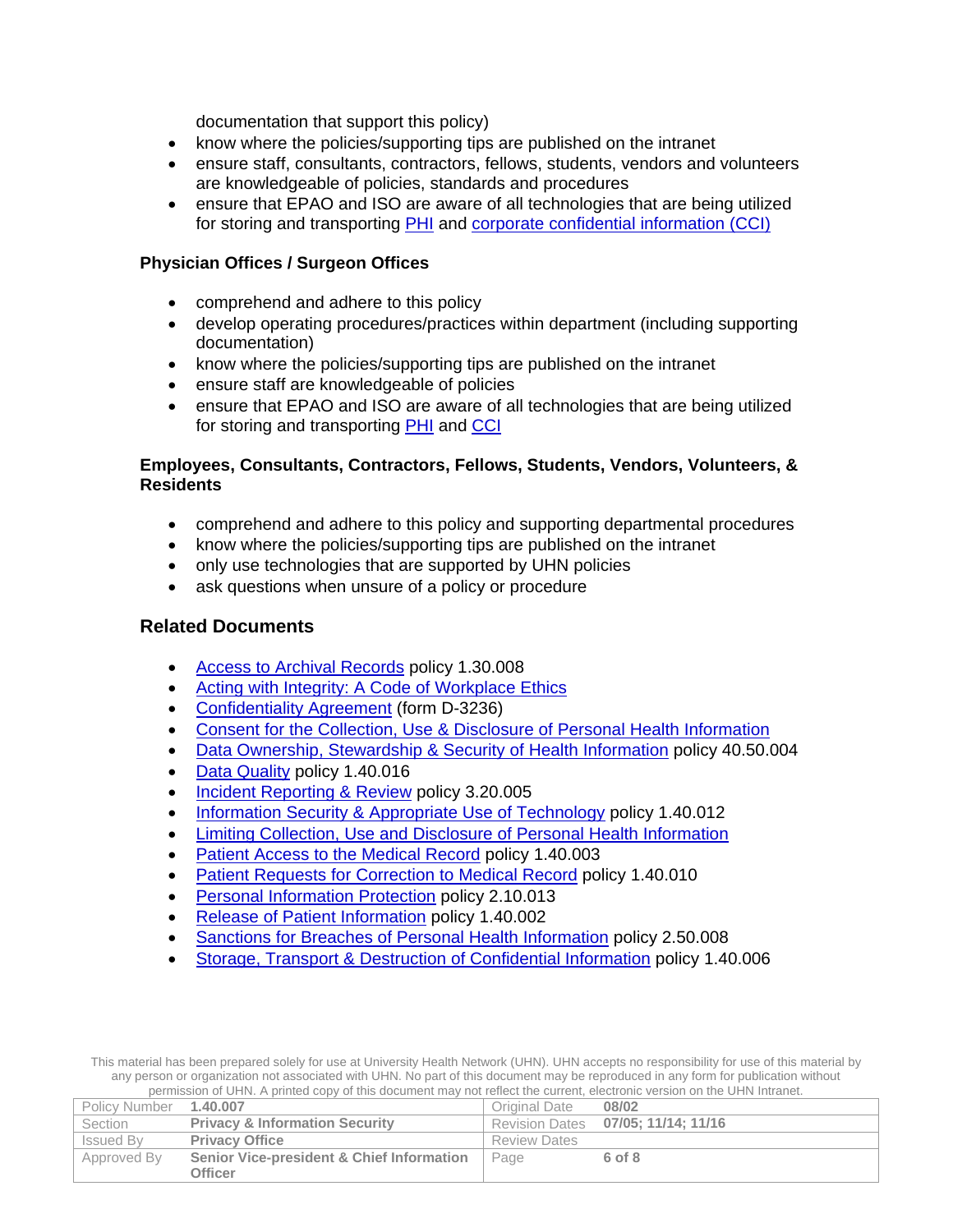documentation that support this policy)

- know where the policies/supporting tips are published on the intranet
- ensure staff, consultants, contractors, fellows, students, vendors and volunteers are knowledgeable of policies, standards and procedures
- ensure that EPAO and ISO are aware of all technologies that are being utilized for storing and transporting PHI and corporate confidential information (CCI)

**Physician Offices / Surgeon Offices**

- comprehend and adhere to this policy
- develop operating procedures/practices within department (including supporting documentation)
- know where the policies/supporting tips are published on the intranet
- ensure staff are knowledgeable of policies
- ensure that EPAO and ISO are aware of all technologies that are being utilized for storing and transporting PHI and CCI

**Employees, Consultants, Contractors, Fellows, Students, Vendors, Volunteers, & Residents**

- comprehend and adhere to this policy and supporting departmental procedures
- know where the policies/supporting tips are published on the intranet
- only use technologies that are supported by UHN policies
- ask questions when unsure of a policy or procedure

## Related Documents

- Access to Archival Records policy 1.30.008
- Acting with Integrity: A Code of Workplace Ethics
- Confidentiality Agreement (form D-3236)
- Consent for the Collection, Use & Disclosure of Personal Health Information
- Data Ownership, Stewardship & Security of Health Information policy 40.50.004
- Data Quality policy 1.40.016
- Incident Reporting & Review policy 3.20.005
- Information Security & Appropriate Use of Technology policy 1.40.012
- Limiting Collection, Use and Disclosure of Personal Health Information
- Patient Access to the Medical Record policy 1.40.003
- Patient Requests for Correction to Medical Record policy 1.40.010
- Personal Information Protection policy 2.10.013
- Release of Patient Information policy 1.40.002
- Sanctions for Breaches of Personal Health Information policy 2.50.008
- Storage, Transport & Destruction of Confidential Information policy 1.40.006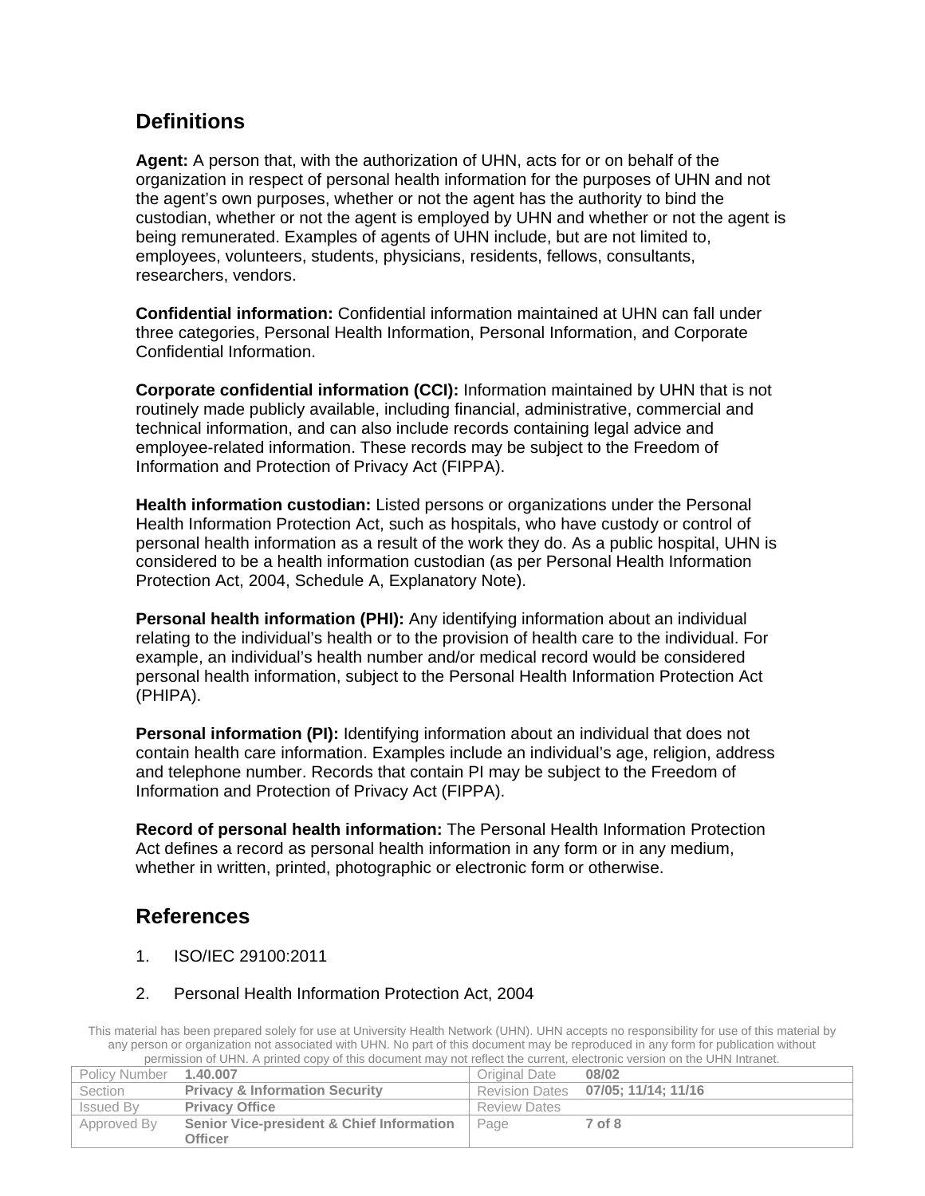## Definitions

**Agent:** A person that, with the authorization of UHN, acts for or on behalf of the organization in respect of personal health information for the purposes of UHN and not the agent's own purposes, whether or not the agent has the authority to bind the custodian, whether or not the agent is employed by UHN and whether or not the agent is being remunerated. Examples of agents of UHN include, but are not limited to, employees, volunteers, students, physicians, residents, fellows, consultants, researchers, vendors.

**Confidential information:** Confidential information maintained at UHN can fall under three categories, Personal Health Information, Personal Information, and Corporate Confidential Information.

**Corporate confidential information (CCI):** Information maintained by UHN that is not routinely made publicly available, including financial, administrative, commercial and technical information, and can also include records containing legal advice and employee-related information. These records may be subject to the Freedom of Information and Protection of Privacy Act (FIPPA).

**Health information custodian:** Listed persons or organizations under the Personal Health Information Protection Act, such as hospitals, who have custody or control of personal health information as a result of the work they do. As a public hospital, UHN is considered to be a health information custodian (as per Personal Health Information Protection Act, 2004, Schedule A, Explanatory Note).

**Personal health information (PHI):** Any identifying information about an individual relating to the individual's health or to the provision of health care to the individual. For example, an individual's health number and/or medical record would be considered personal health information, subject to the Personal Health Information Protection Act (PHIPA).

**Personal information (PI):** Identifying information about an individual that does not contain health care information. Examples include an individual's age, religion, address and telephone number. Records that contain PI may be subject to the Freedom of Information and Protection of Privacy Act (FIPPA).

**Record of personal health information:** The Personal Health Information Protection Act defines a record as personal health information in any form or in any medium, whether in written, printed, photographic or electronic form or otherwise.

## References

1. ISO/IEC 29100:2011
2. Personal Health Information Protection Act, 2004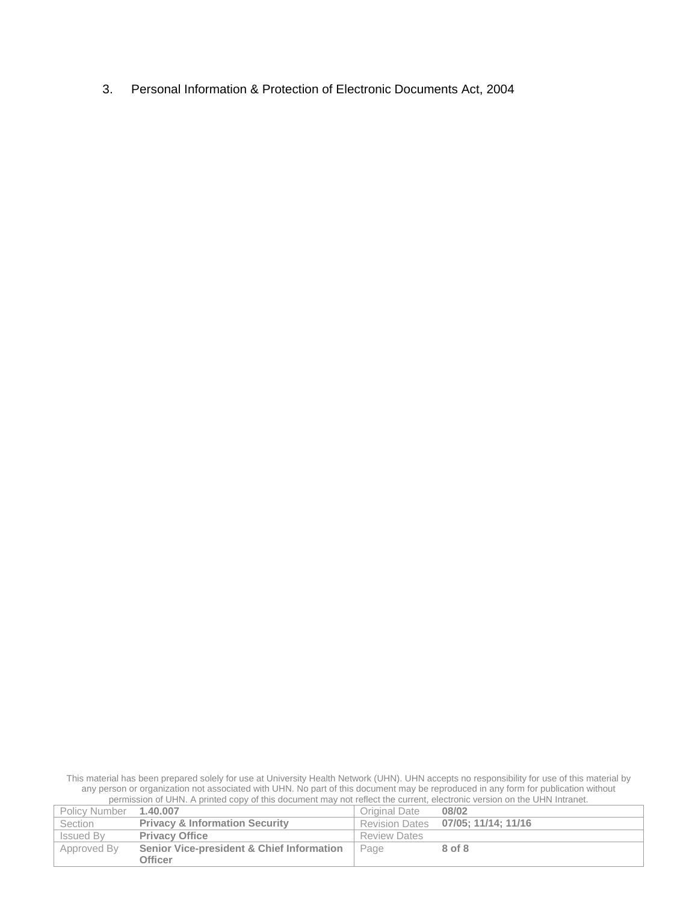3. Personal Information & Protection of Electronic Documents Act, 2004